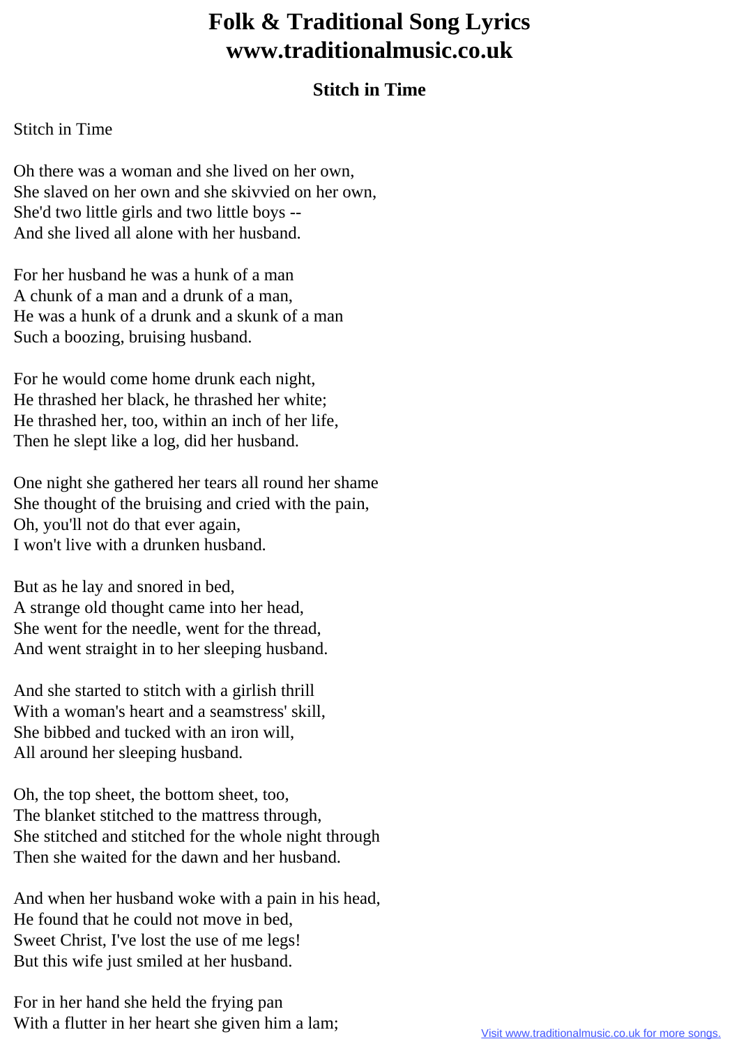# Folk & Traditional Song Lyrics
# www.traditionalmusic.co.uk

## Stitch in Time

Stitch in Time

Oh there was a woman and she lived on her own,
She slaved on her own and she skivvied on her own,
She'd two little girls and two little boys --
And she lived all alone with her husband.

For her husband he was a hunk of a man
A chunk of a man and a drunk of a man,
He was a hunk of a drunk and a skunk of a man
Such a boozing, bruising husband.

For he would come home drunk each night,
He thrashed her black, he thrashed her white;
He thrashed her, too, within an inch of her life,
Then he slept like a log, did her husband.

One night she gathered her tears all round her shame
She thought of the bruising and cried with the pain,
Oh, you'll not do that ever again,
I won't live with a drunken husband.

But as he lay and snored in bed,
A strange old thought came into her head,
She went for the needle, went for the thread,
And went straight in to her sleeping husband.

And she started to stitch with a girlish thrill
With a woman's heart and a seamstress' skill,
She bibbed and tucked with an iron will,
All around her sleeping husband.

Oh, the top sheet, the bottom sheet, too,
The blanket stitched to the mattress through,
She stitched and stitched for the whole night through
Then she waited for the dawn and her husband.

And when her husband woke with a pain in his head,
He found that he could not move in bed,
Sweet Christ, I've lost the use of me legs!
But this wife just smiled at her husband.

For in her hand she held the frying pan
With a flutter in her heart she given him a lam;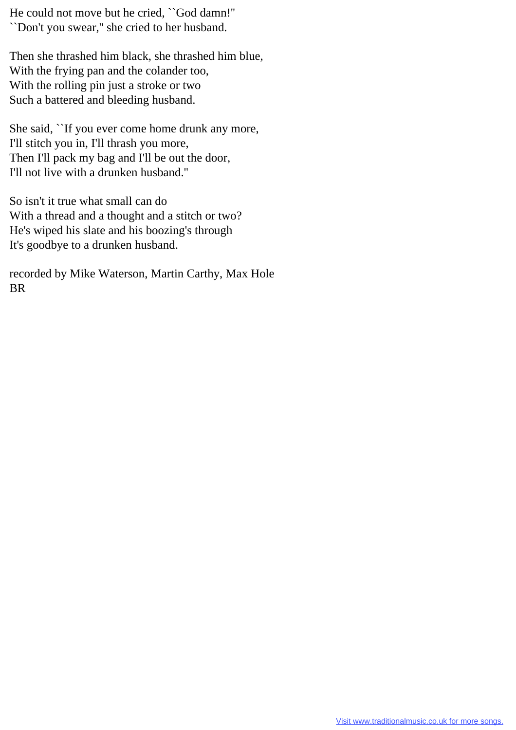He could not move but he cried, ``God damn!"
``Don't you swear," she cried to her husband.

Then she thrashed him black, she thrashed him blue,
With the frying pan and the colander too,
With the rolling pin just a stroke or two
Such a battered and bleeding husband.

She said, ``If you ever come home drunk any more,
I'll stitch you in, I'll thrash you more,
Then I'll pack my bag and I'll be out the door,
I'll not live with a drunken husband."

So isn't it true what small can do
With a thread and a thought and a stitch or two?
He's wiped his slate and his boozing's through
It's goodbye to a drunken husband.

recorded by Mike Waterson, Martin Carthy, Max Hole
BR

Visit www.traditionalmusic.co.uk for more songs.